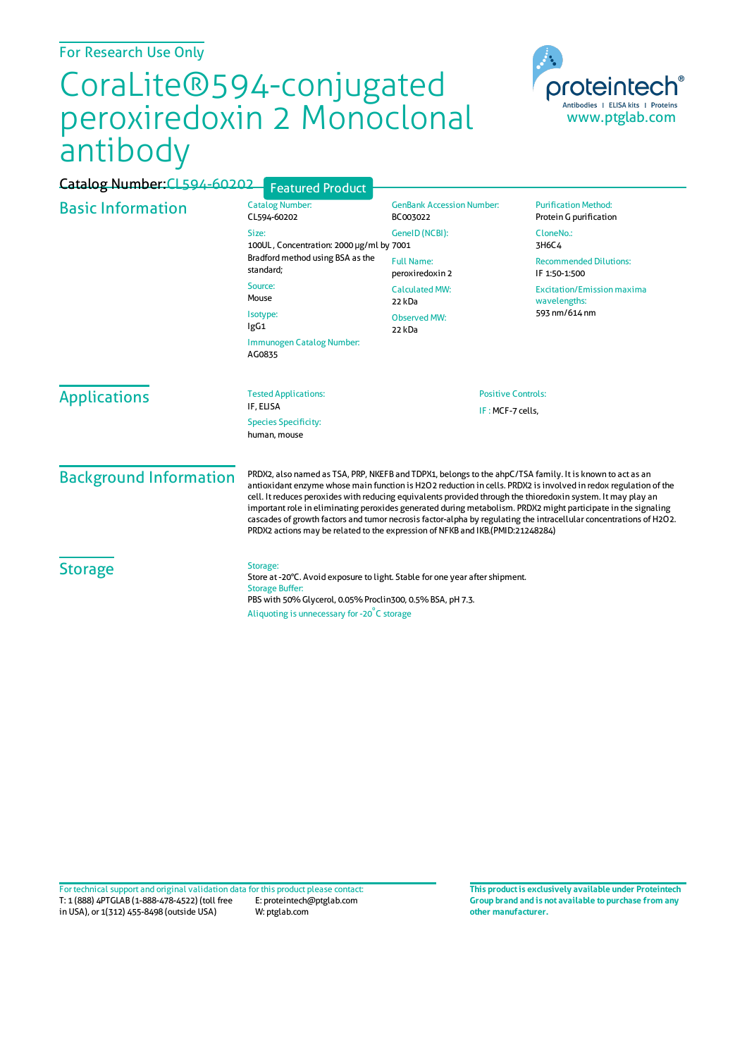For Research Use Only

# CoraLite®594-conjugated peroxiredoxin 2 Monoclonal antibody

Catalog Number: CL594-60202

Featured Product

## Basic Information

Catalog Number:
CL594-60202

Size:
100UL , Concentration: 2000 μg/ml by Bradford method using BSA as the standard;

Source:
Mouse

Isotype:
IgG1

Immunogen Catalog Number:
AG0835

GenBank Accession Number:
BC003022

GeneID (NCBI):
7001

Full Name:
peroxiredoxin 2

Calculated MW:
22 kDa

Observed MW:
22 kDa

Purification Method:
Protein G purification

CloneNo.:
3H6C4

Recommended Dilutions:
IF 1:50-1:500

Excitation/Emission maxima wavelengths:
593 nm/614 nm

## Applications

Tested Applications:
IF, ELISA

Species Specificity:
human, mouse

Positive Controls:
IF : MCF-7 cells,

## Background Information

PRDX2, also named as TSA, PRP, NKEFB and TDPX1, belongs to the ahpC/TSA family. It is known to act as an antioxidant enzyme whose main function is $H_2O_2$ reduction in cells. PRDX2 is involved in redox regulation of the cell. It reduces peroxides with reducing equivalents provided through the thioredoxin system. It may play an important role in eliminating peroxides generated during metabolism. PRDX2 might participate in the signaling cascades of growth factors and tumor necrosis factor-alpha by regulating the intracellular concentrations of $H_2O_2$. PRDX2 actions may be related to the expression of NFKB and IKB.(PMID:21248284)

## Storage

Storage:
Store at -20°C. Avoid exposure to light. Stable for one year after shipment.

Storage Buffer:
PBS with 50% Glycerol, 0.05% Proclin300, 0.5% BSA, pH 7.3.

Aliquoting is unnecessary for -20°C storage

For technical support and original validation data for this product please contact:
T: 1 (888) 4PTGLAB (1-888-478-4522) (toll free in USA), or 1(312) 455-8498 (outside USA)
E: proteintech@ptglab.com
W: ptglab.com

**This product is exclusively available under Proteintech Group brand and is not available to purchase from any other manufacturer.**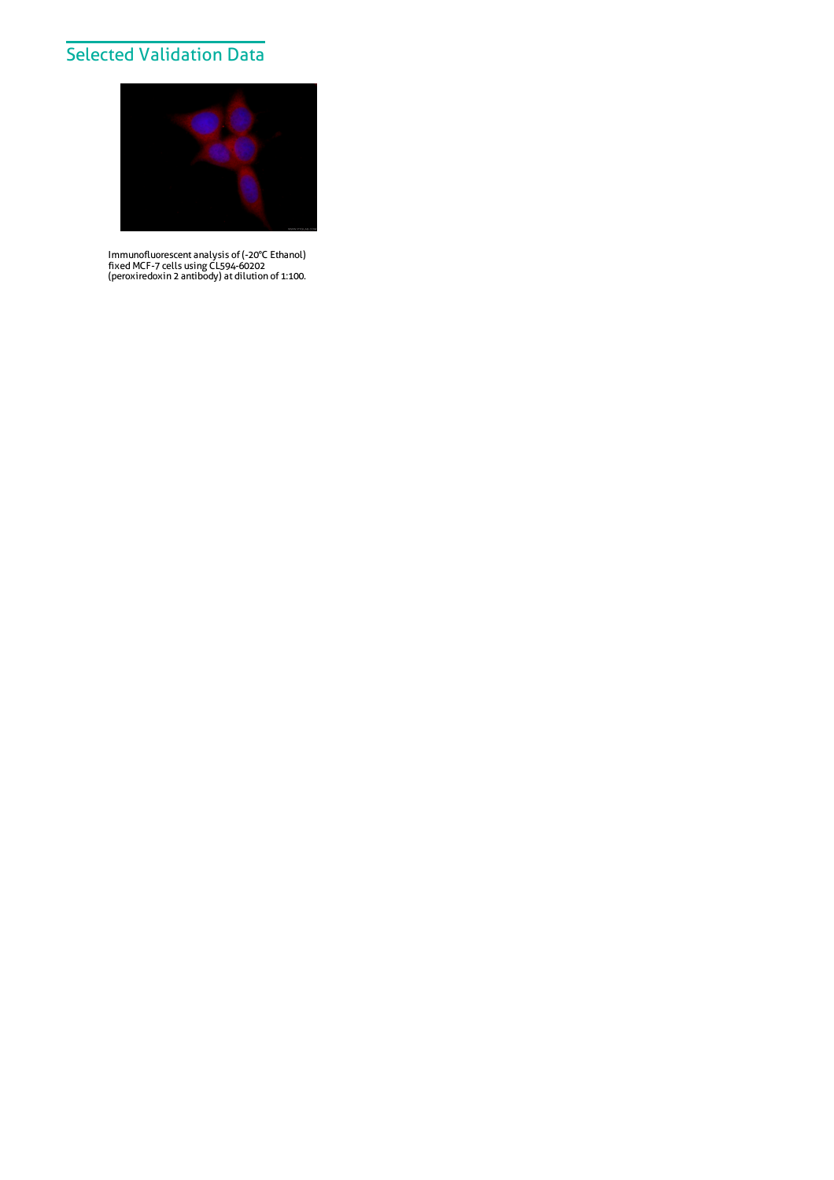## Selected Validation Data

Immunofluorescent analysis of (-20°C Ethanol) fixed MCF-7 cells using CL594-60202 (peroxiredoxin 2 antibody) at dilution of 1:100.